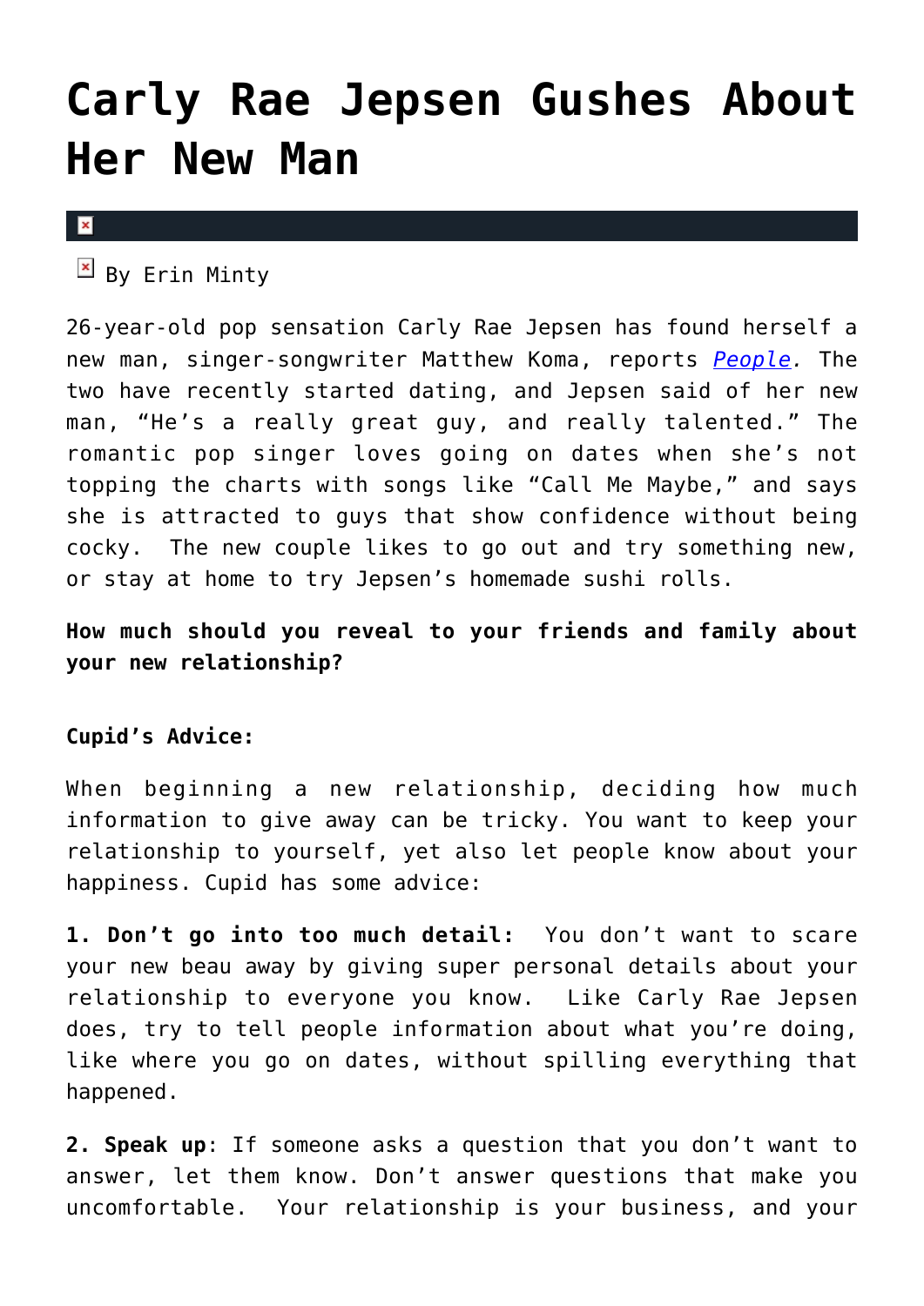# Carly Rae Jepsen Gushes About Her New Man

By Erin Minty

26-year-old pop sensation Carly Rae Jepsen has found herself a new man, singer-songwriter Matthew Koma, reports *People*. The two have recently started dating, and Jepsen said of her new man, "He's a really great guy, and really talented." The romantic pop singer loves going on dates when she's not topping the charts with songs like "Call Me Maybe," and says she is attracted to guys that show confidence without being cocky. The new couple likes to go out and try something new, or stay at home to try Jepsen's homemade sushi rolls.

**How much should you reveal to your friends and family about your new relationship?**

**Cupid's Advice:**

When beginning a new relationship, deciding how much information to give away can be tricky. You want to keep your relationship to yourself, yet also let people know about your happiness. Cupid has some advice:

**1. Don't go into too much detail:** You don't want to scare your new beau away by giving super personal details about your relationship to everyone you know. Like Carly Rae Jepsen does, try to tell people information about what you're doing, like where you go on dates, without spilling everything that happened.

**2. Speak up**: If someone asks a question that you don't want to answer, let them know. Don't answer questions that make you uncomfortable. Your relationship is your business, and your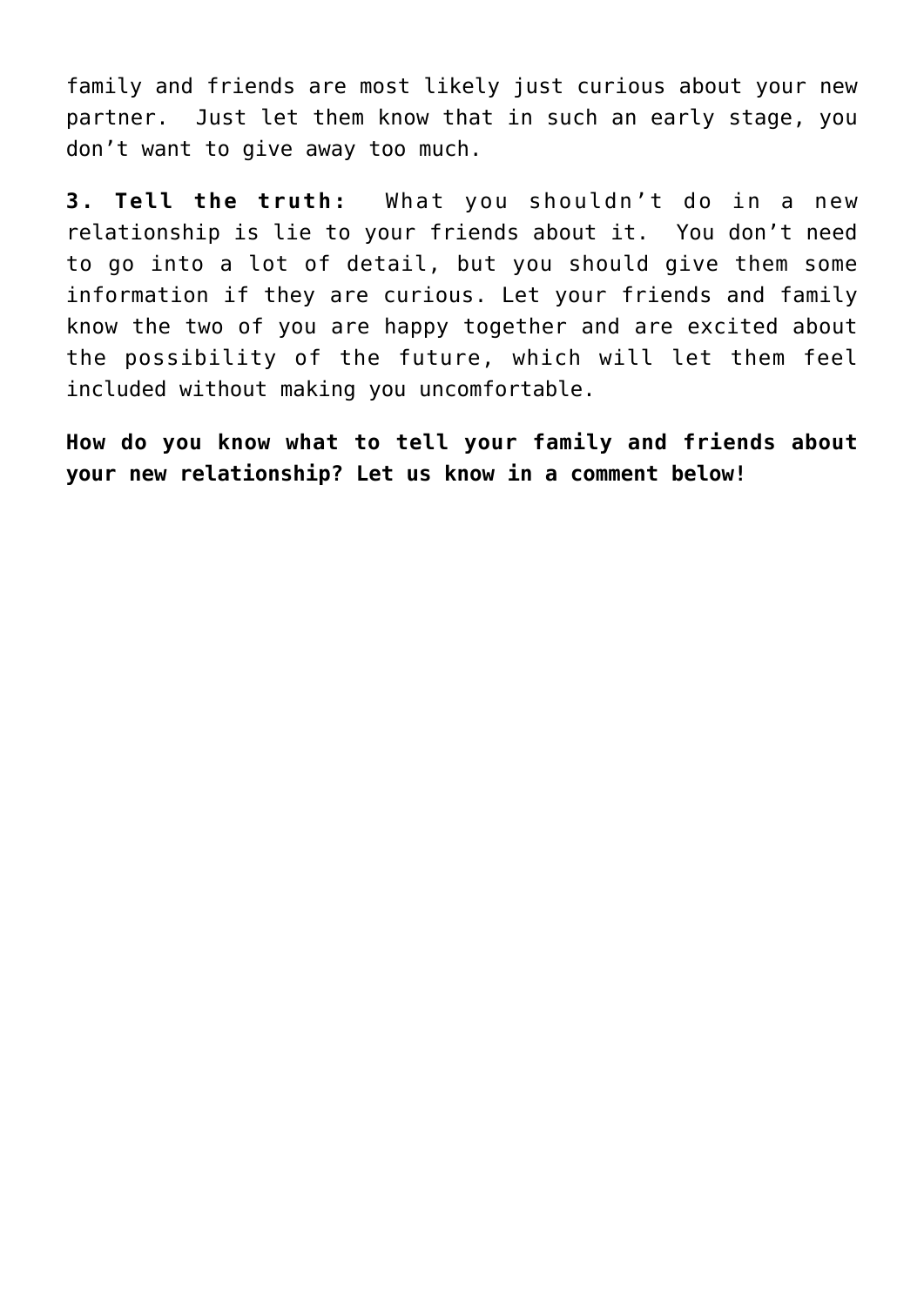family and friends are most likely just curious about your new partner. Just let them know that in such an early stage, you don't want to give away too much.

**3. Tell the truth:** What you shouldn't do in a new relationship is lie to your friends about it. You don't need to go into a lot of detail, but you should give them some information if they are curious. Let your friends and family know the two of you are happy together and are excited about the possibility of the future, which will let them feel included without making you uncomfortable.

**How do you know what to tell your family and friends about your new relationship? Let us know in a comment below!**